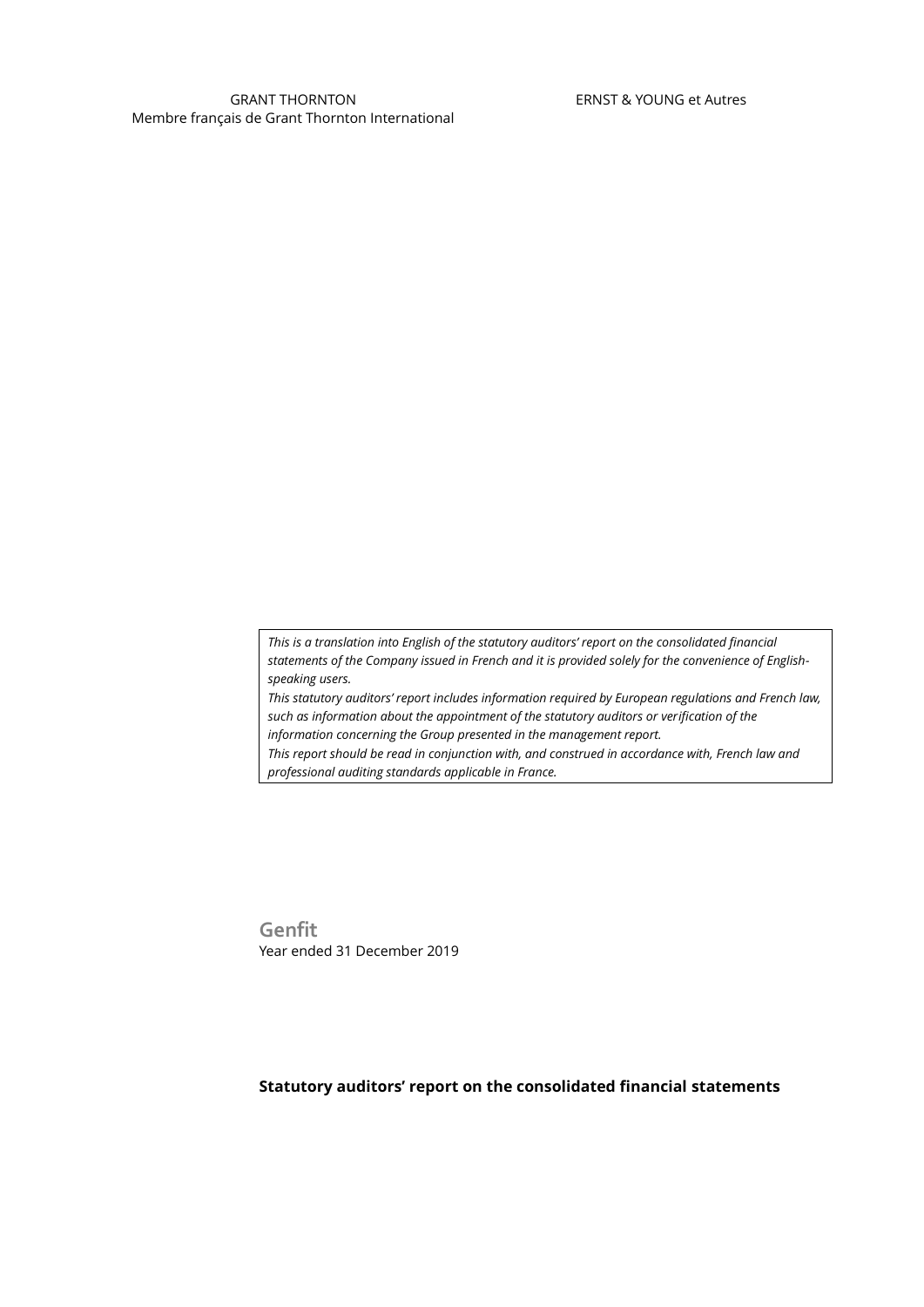GRANT THORNTON
Membre français de Grant Thornton International

ERNST & YOUNG et Autres

*This is a translation into English of the statutory auditors' report on the consolidated financial statements of the Company issued in French and it is provided solely for the convenience of English-speaking users.*
*This statutory auditors' report includes information required by European regulations and French law, such as information about the appointment of the statutory auditors or verification of the information concerning the Group presented in the management report.*
*This report should be read in conjunction with, and construed in accordance with, French law and professional auditing standards applicable in France.*

**Genfit**
Year ended 31 December 2019

**Statutory auditors' report on the consolidated financial statements**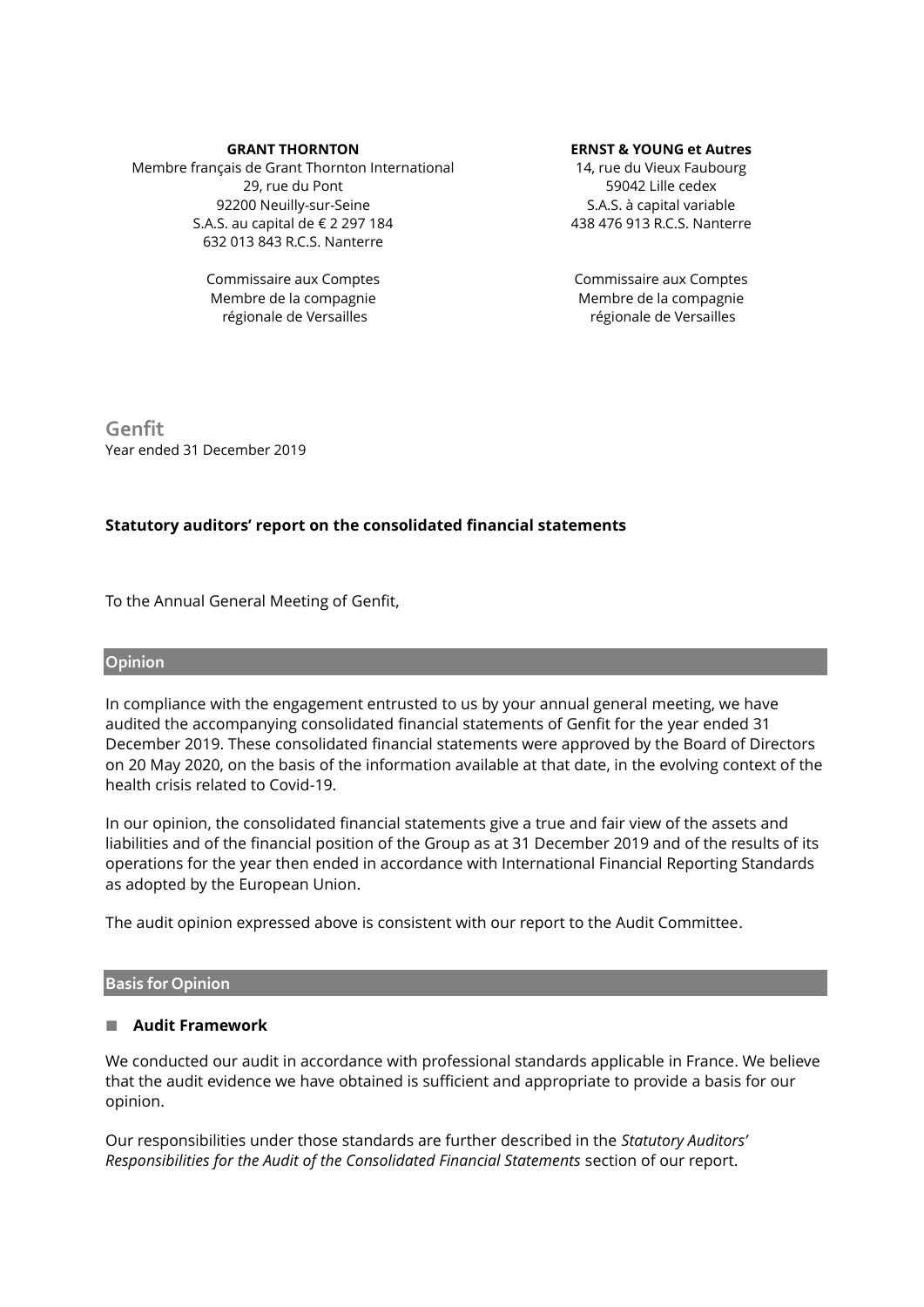**GRANT THORNTON**
Membre français de Grant Thornton International
29, rue du Pont
92200 Neuilly-sur-Seine
S.A.S. au capital de € 2 297 184
632 013 843 R.C.S. Nanterre

Commissaire aux Comptes
Membre de la compagnie
régionale de Versailles

**ERNST & YOUNG et Autres**
14, rue du Vieux Faubourg
59042 Lille cedex
S.A.S. à capital variable
438 476 913 R.C.S. Nanterre

Commissaire aux Comptes
Membre de la compagnie
régionale de Versailles

## Genfit

Year ended 31 December 2019

**Statutory auditors' report on the consolidated financial statements**

To the Annual General Meeting of Genfit,

## Opinion

In compliance with the engagement entrusted to us by your annual general meeting, we have audited the accompanying consolidated financial statements of Genfit for the year ended 31 December 2019. These consolidated financial statements were approved by the Board of Directors on 20 May 2020, on the basis of the information available at that date, in the evolving context of the health crisis related to Covid-19.

In our opinion, the consolidated financial statements give a true and fair view of the assets and liabilities and of the financial position of the Group as at 31 December 2019 and of the results of its operations for the year then ended in accordance with International Financial Reporting Standards as adopted by the European Union.

The audit opinion expressed above is consistent with our report to the Audit Committee.

## Basis for Opinion

### Audit Framework

We conducted our audit in accordance with professional standards applicable in France. We believe that the audit evidence we have obtained is sufficient and appropriate to provide a basis for our opinion.

Our responsibilities under those standards are further described in the *Statutory Auditors' Responsibilities for the Audit of the Consolidated Financial Statements* section of our report.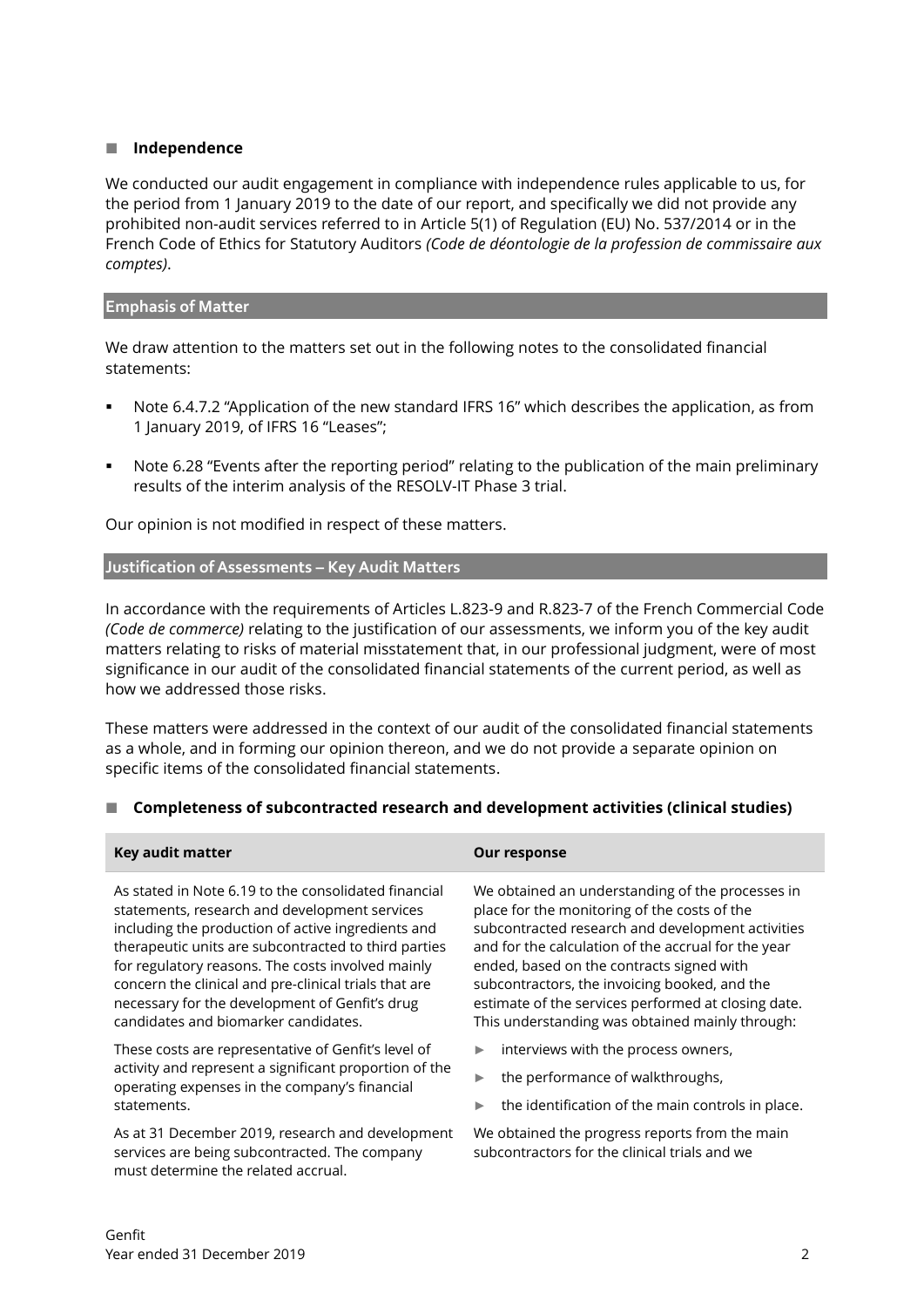### Independence

We conducted our audit engagement in compliance with independence rules applicable to us, for the period from 1 January 2019 to the date of our report, and specifically we did not provide any prohibited non-audit services referred to in Article 5(1) of Regulation (EU) No. 537/2014 or in the French Code of Ethics for Statutory Auditors *(Code de déontologie de la profession de commissaire aux comptes)*.

## Emphasis of Matter

We draw attention to the matters set out in the following notes to the consolidated financial statements:

- Note 6.4.7.2 “Application of the new standard IFRS 16” which describes the application, as from 1 January 2019, of IFRS 16 “Leases”;
- Note 6.28 “Events after the reporting period” relating to the publication of the main preliminary results of the interim analysis of the RESOLV-IT Phase 3 trial.

Our opinion is not modified in respect of these matters.

## Justification of Assessments – Key Audit Matters

In accordance with the requirements of Articles L.823-9 and R.823-7 of the French Commercial Code *(Code de commerce)* relating to the justification of our assessments, we inform you of the key audit matters relating to risks of material misstatement that, in our professional judgment, were of most significance in our audit of the consolidated financial statements of the current period, as well as how we addressed those risks.

These matters were addressed in the context of our audit of the consolidated financial statements as a whole, and in forming our opinion thereon, and we do not provide a separate opinion on specific items of the consolidated financial statements.

### Completeness of subcontracted research and development activities (clinical studies)

| Key audit matter | Our response |
|---|---|
| As stated in Note 6.19 to the consolidated financial statements, research and development services including the production of active ingredients and therapeutic units are subcontracted to third parties for regulatory reasons. The costs involved mainly concern the clinical and pre-clinical trials that are necessary for the development of Genfit’s drug candidates and biomarker candidates.<br><br>These costs are representative of Genfit’s level of activity and represent a significant proportion of the operating expenses in the company’s financial statements.<br><br>As at 31 December 2019, research and development services are being subcontracted. The company must determine the related accrual. | We obtained an understanding of the processes in place for the monitoring of the costs of the subcontracted research and development activities and for the calculation of the accrual for the year ended, based on the contracts signed with subcontractors, the invoicing booked, and the estimate of the services performed at closing date. This understanding was obtained mainly through:<br><br>► interviews with the process owners,<br>► the performance of walkthroughs,<br>► the identification of the main controls in place.<br><br>We obtained the progress reports from the main subcontractors for the clinical trials and we |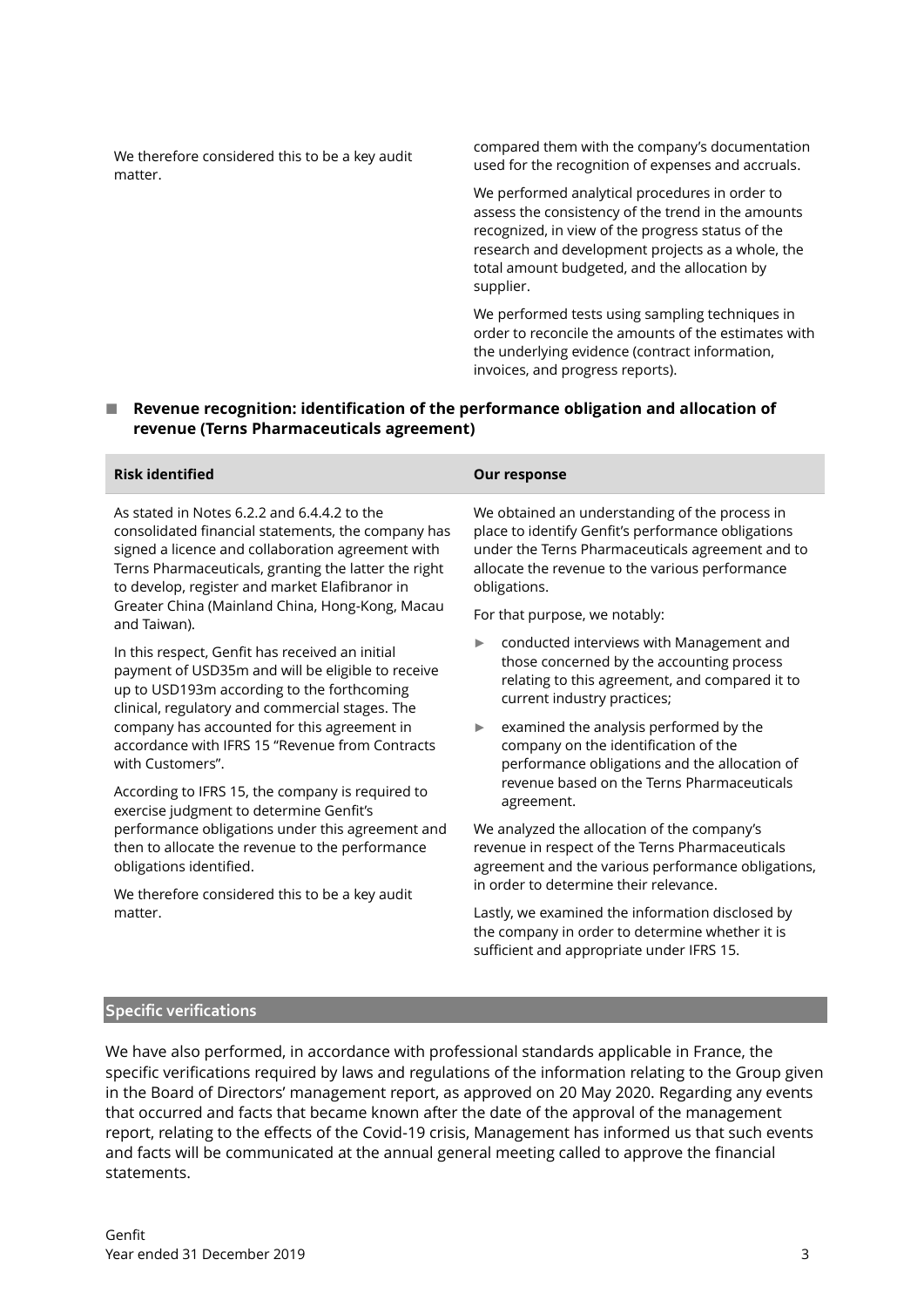| | |
|---|---|
| We therefore considered this to be a key audit matter. | compared them with the company's documentation used for the recognition of expenses and accruals.<br><br>We performed analytical procedures in order to assess the consistency of the trend in the amounts recognized, in view of the progress status of the research and development projects as a whole, the total amount budgeted, and the allocation by supplier.<br><br>We performed tests using sampling techniques in order to reconcile the amounts of the estimates with the underlying evidence (contract information, invoices, and progress reports). |

### ■ Revenue recognition: identification of the performance obligation and allocation of revenue (Terns Pharmaceuticals agreement)

| Risk identified | Our response |
|---|---|
| As stated in Notes 6.2.2 and 6.4.4.2 to the consolidated financial statements, the company has signed a licence and collaboration agreement with Terns Pharmaceuticals, granting the latter the right to develop, register and market Elafibranor in Greater China (Mainland China, Hong-Kong, Macau and Taiwan).<br><br>In this respect, Genfit has received an initial payment of USD35m and will be eligible to receive up to USD193m according to the forthcoming clinical, regulatory and commercial stages. The company has accounted for this agreement in accordance with IFRS 15 "Revenue from Contracts with Customers".<br><br>According to IFRS 15, the company is required to exercise judgment to determine Genfit's performance obligations under this agreement and then to allocate the revenue to the performance obligations identified.<br><br>We therefore considered this to be a key audit matter. | We obtained an understanding of the process in place to identify Genfit's performance obligations under the Terns Pharmaceuticals agreement and to allocate the revenue to the various performance obligations.<br><br>For that purpose, we notably:<br><br>► conducted interviews with Management and those concerned by the accounting process relating to this agreement, and compared it to current industry practices;<br><br>► examined the analysis performed by the company on the identification of the performance obligations and the allocation of revenue based on the Terns Pharmaceuticals agreement.<br><br>We analyzed the allocation of the company's revenue in respect of the Terns Pharmaceuticals agreement and the various performance obligations, in order to determine their relevance.<br><br>Lastly, we examined the information disclosed by the company in order to determine whether it is sufficient and appropriate under IFRS 15. |

## Specific verifications

We have also performed, in accordance with professional standards applicable in France, the specific verifications required by laws and regulations of the information relating to the Group given in the Board of Directors' management report, as approved on 20 May 2020. Regarding any events that occurred and facts that became known after the date of the approval of the management report, relating to the effects of the Covid-19 crisis, Management has informed us that such events and facts will be communicated at the annual general meeting called to approve the financial statements.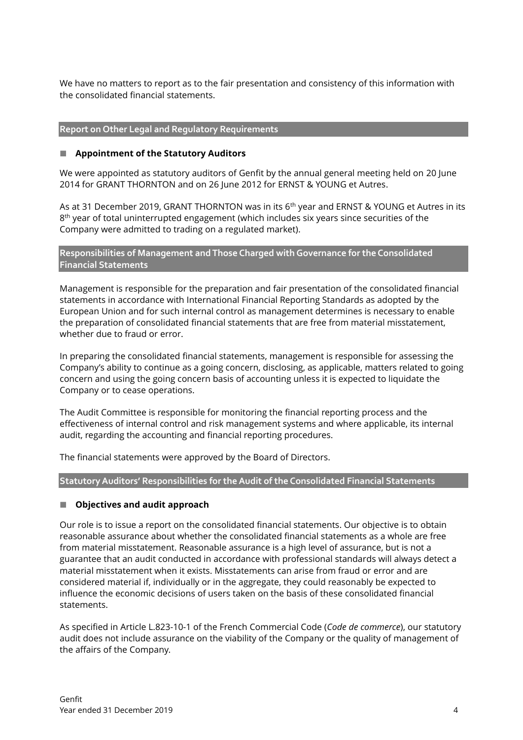We have no matters to report as to the fair presentation and consistency of this information with the consolidated financial statements.

## Report on Other Legal and Regulatory Requirements

### Appointment of the Statutory Auditors

We were appointed as statutory auditors of Genfit by the annual general meeting held on 20 June 2014 for GRANT THORNTON and on 26 June 2012 for ERNST & YOUNG et Autres.

As at 31 December 2019, GRANT THORNTON was in its 6th year and ERNST & YOUNG et Autres in its 8th year of total uninterrupted engagement (which includes six years since securities of the Company were admitted to trading on a regulated market).

## Responsibilities of Management and Those Charged with Governance for the Consolidated Financial Statements

Management is responsible for the preparation and fair presentation of the consolidated financial statements in accordance with International Financial Reporting Standards as adopted by the European Union and for such internal control as management determines is necessary to enable the preparation of consolidated financial statements that are free from material misstatement, whether due to fraud or error.

In preparing the consolidated financial statements, management is responsible for assessing the Company's ability to continue as a going concern, disclosing, as applicable, matters related to going concern and using the going concern basis of accounting unless it is expected to liquidate the Company or to cease operations.

The Audit Committee is responsible for monitoring the financial reporting process and the effectiveness of internal control and risk management systems and where applicable, its internal audit, regarding the accounting and financial reporting procedures.

The financial statements were approved by the Board of Directors.

## Statutory Auditors' Responsibilities for the Audit of the Consolidated Financial Statements

### Objectives and audit approach

Our role is to issue a report on the consolidated financial statements. Our objective is to obtain reasonable assurance about whether the consolidated financial statements as a whole are free from material misstatement. Reasonable assurance is a high level of assurance, but is not a guarantee that an audit conducted in accordance with professional standards will always detect a material misstatement when it exists. Misstatements can arise from fraud or error and are considered material if, individually or in the aggregate, they could reasonably be expected to influence the economic decisions of users taken on the basis of these consolidated financial statements.

As specified in Article L.823-10-1 of the French Commercial Code (*Code de commerce*), our statutory audit does not include assurance on the viability of the Company or the quality of management of the affairs of the Company.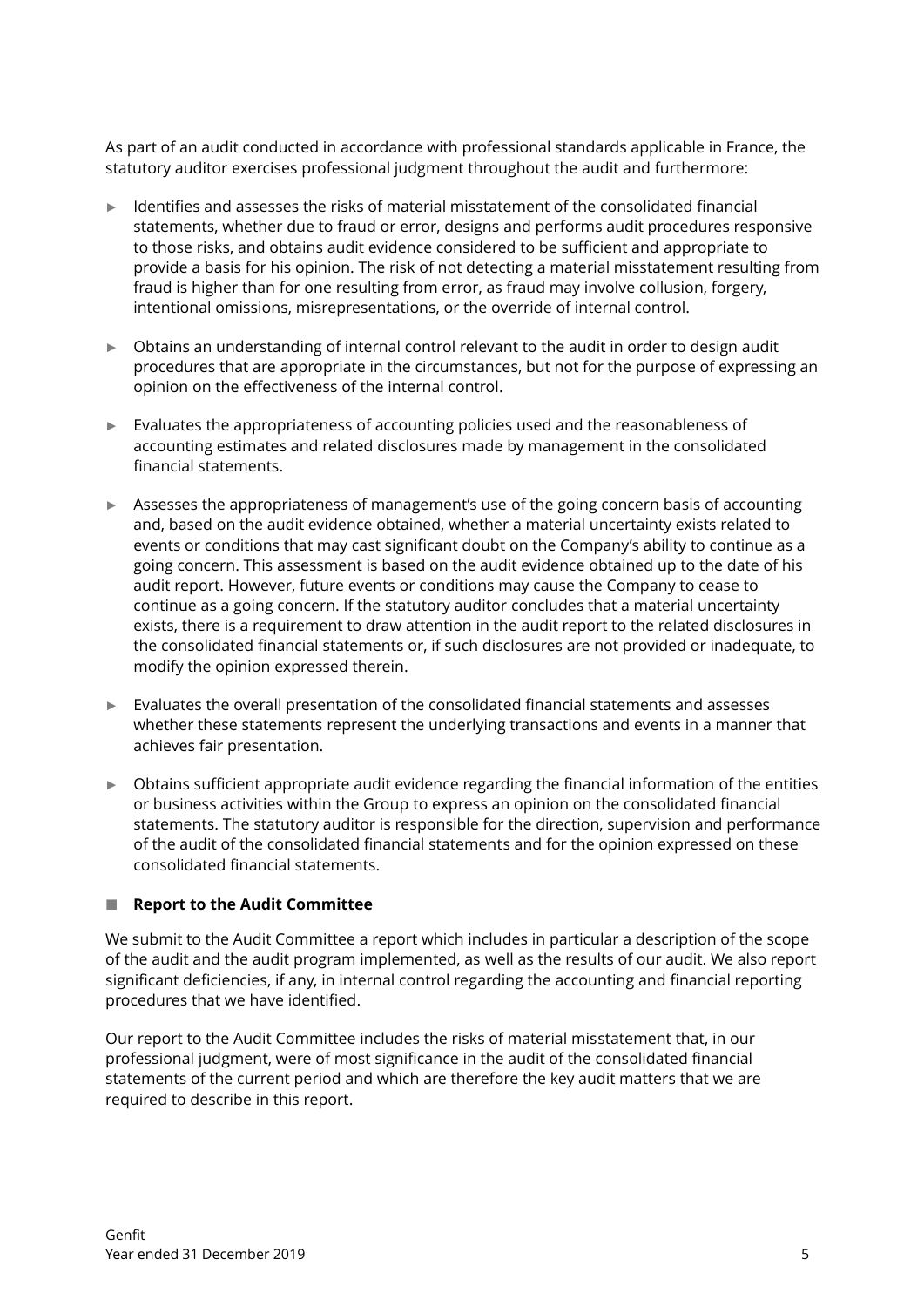As part of an audit conducted in accordance with professional standards applicable in France, the statutory auditor exercises professional judgment throughout the audit and furthermore:

- Identifies and assesses the risks of material misstatement of the consolidated financial statements, whether due to fraud or error, designs and performs audit procedures responsive to those risks, and obtains audit evidence considered to be sufficient and appropriate to provide a basis for his opinion. The risk of not detecting a material misstatement resulting from fraud is higher than for one resulting from error, as fraud may involve collusion, forgery, intentional omissions, misrepresentations, or the override of internal control.

- Obtains an understanding of internal control relevant to the audit in order to design audit procedures that are appropriate in the circumstances, but not for the purpose of expressing an opinion on the effectiveness of the internal control.

- Evaluates the appropriateness of accounting policies used and the reasonableness of accounting estimates and related disclosures made by management in the consolidated financial statements.

- Assesses the appropriateness of management's use of the going concern basis of accounting and, based on the audit evidence obtained, whether a material uncertainty exists related to events or conditions that may cast significant doubt on the Company's ability to continue as a going concern. This assessment is based on the audit evidence obtained up to the date of his audit report. However, future events or conditions may cause the Company to cease to continue as a going concern. If the statutory auditor concludes that a material uncertainty exists, there is a requirement to draw attention in the audit report to the related disclosures in the consolidated financial statements or, if such disclosures are not provided or inadequate, to modify the opinion expressed therein.

- Evaluates the overall presentation of the consolidated financial statements and assesses whether these statements represent the underlying transactions and events in a manner that achieves fair presentation.

- Obtains sufficient appropriate audit evidence regarding the financial information of the entities or business activities within the Group to express an opinion on the consolidated financial statements. The statutory auditor is responsible for the direction, supervision and performance of the audit of the consolidated financial statements and for the opinion expressed on these consolidated financial statements.

### Report to the Audit Committee

We submit to the Audit Committee a report which includes in particular a description of the scope of the audit and the audit program implemented, as well as the results of our audit. We also report significant deficiencies, if any, in internal control regarding the accounting and financial reporting procedures that we have identified.

Our report to the Audit Committee includes the risks of material misstatement that, in our professional judgment, were of most significance in the audit of the consolidated financial statements of the current period and which are therefore the key audit matters that we are required to describe in this report.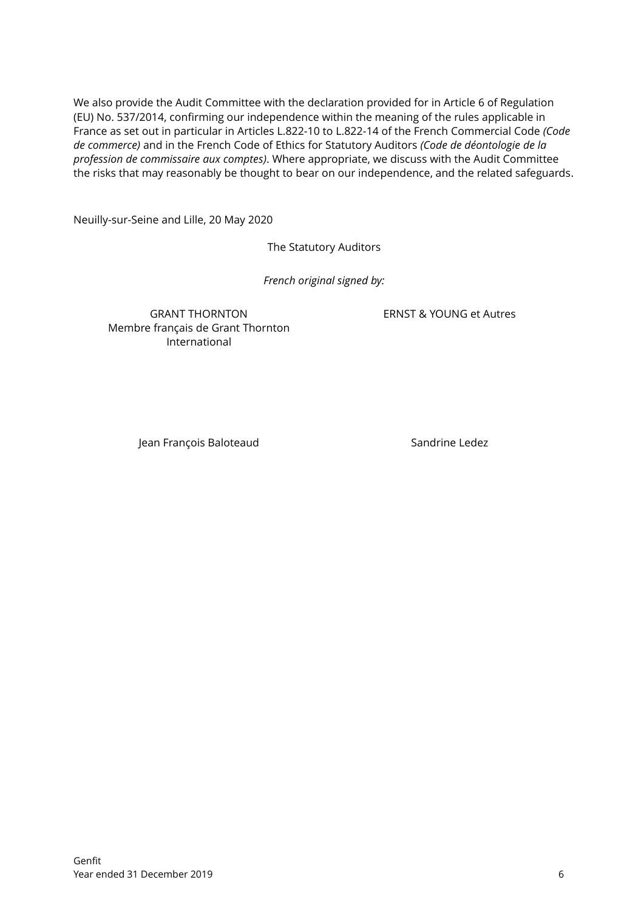We also provide the Audit Committee with the declaration provided for in Article 6 of Regulation (EU) No. 537/2014, confirming our independence within the meaning of the rules applicable in France as set out in particular in Articles L.822-10 to L.822-14 of the French Commercial Code *(Code de commerce)* and in the French Code of Ethics for Statutory Auditors *(Code de déontologie de la profession de commissaire aux comptes)*. Where appropriate, we discuss with the Audit Committee the risks that may reasonably be thought to bear on our independence, and the related safeguards.

Neuilly-sur-Seine and Lille, 20 May 2020

The Statutory Auditors

*French original signed by:*

| | |
|---|---|
| GRANT THORNTON<br>Membre français de Grant Thornton International | ERNST & YOUNG et Autres |
| Jean François Baloteaud | Sandrine Ledez |